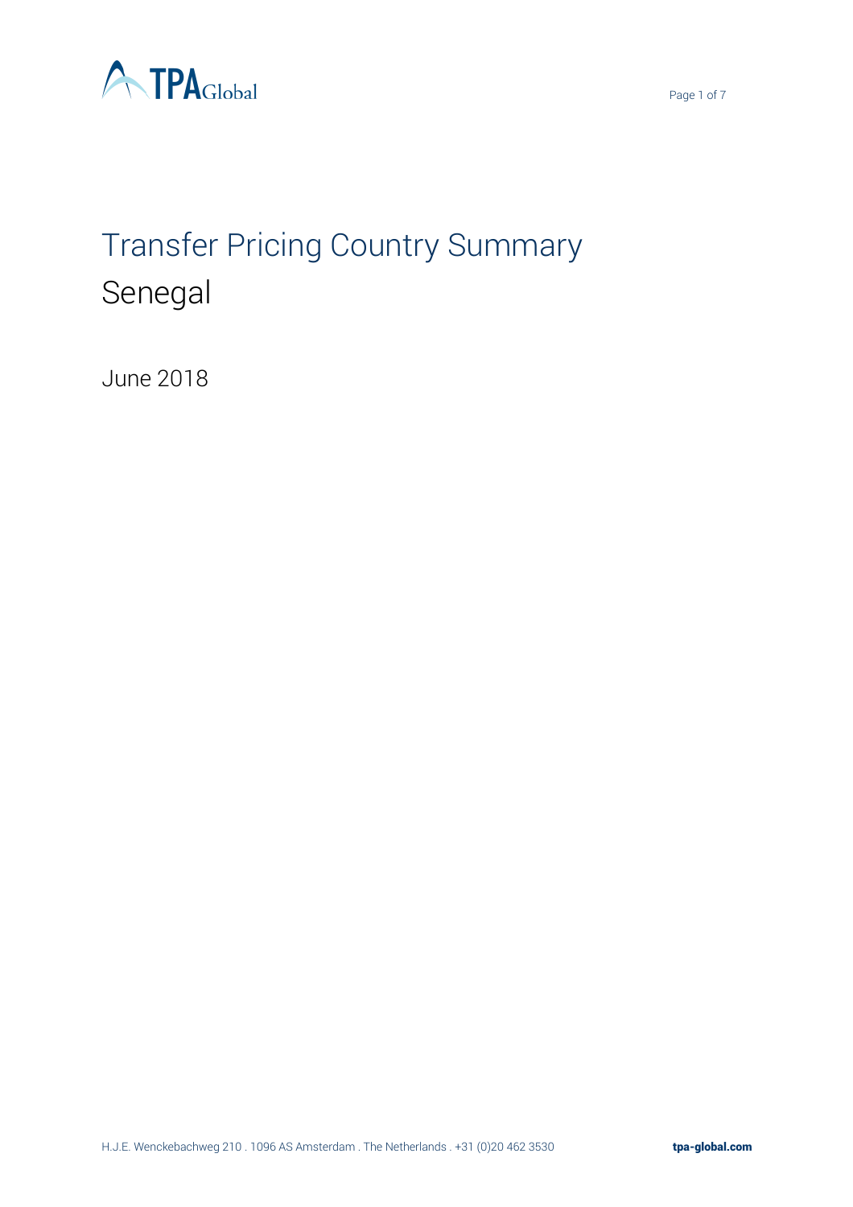# Transfer Pricing Country Summary

## Senegal

June 2018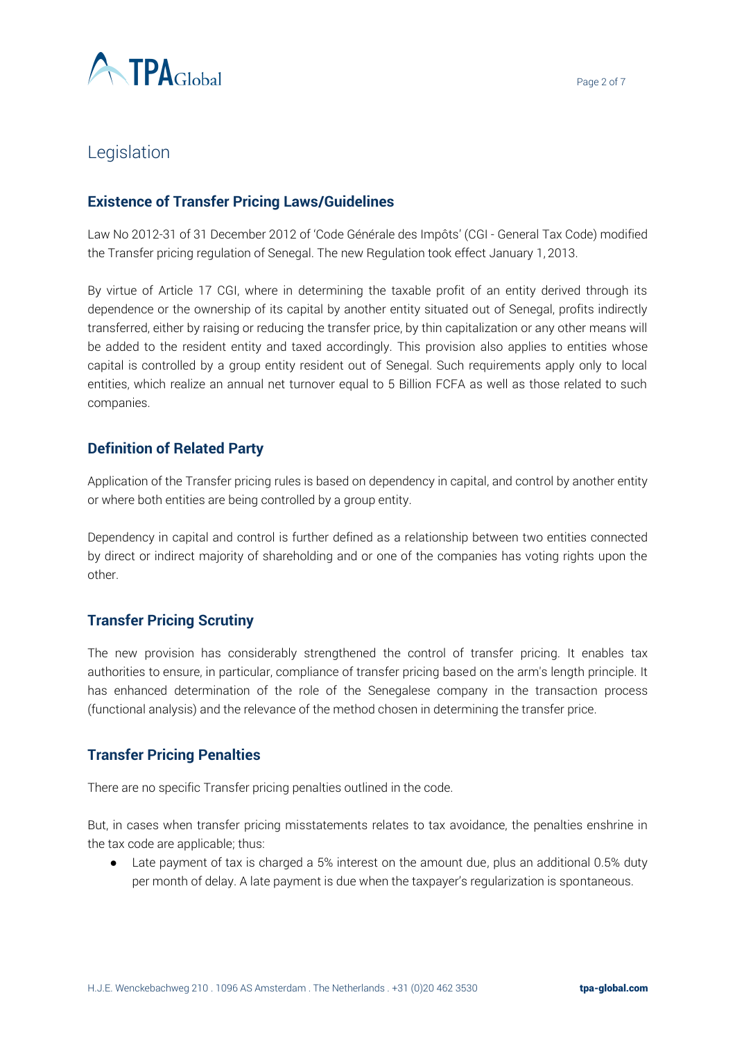# Legislation

## Existence of Transfer Pricing Laws/Guidelines

Law No 2012-31 of 31 December 2012 of 'Code Générale des Impôts' (CGI - General Tax Code) modified the Transfer pricing regulation of Senegal. The new Regulation took effect January 1, 2013.

By virtue of Article 17 CGI, where in determining the taxable profit of an entity derived through its dependence or the ownership of its capital by another entity situated out of Senegal, profits indirectly transferred, either by raising or reducing the transfer price, by thin capitalization or any other means will be added to the resident entity and taxed accordingly. This provision also applies to entities whose capital is controlled by a group entity resident out of Senegal. Such requirements apply only to local entities, which realize an annual net turnover equal to 5 Billion FCFA as well as those related to such companies.

## Definition of Related Party

Application of the Transfer pricing rules is based on dependency in capital, and control by another entity or where both entities are being controlled by a group entity.

Dependency in capital and control is further defined as a relationship between two entities connected by direct or indirect majority of shareholding and or one of the companies has voting rights upon the other.

## Transfer Pricing Scrutiny

The new provision has considerably strengthened the control of transfer pricing. It enables tax authorities to ensure, in particular, compliance of transfer pricing based on the arm's length principle. It has enhanced determination of the role of the Senegalese company in the transaction process (functional analysis) and the relevance of the method chosen in determining the transfer price.

## Transfer Pricing Penalties

There are no specific Transfer pricing penalties outlined in the code.

But, in cases when transfer pricing misstatements relates to tax avoidance, the penalties enshrine in the tax code are applicable; thus:

- Late payment of tax is charged a 5% interest on the amount due, plus an additional 0.5% duty per month of delay. A late payment is due when the taxpayer's regularization is spontaneous.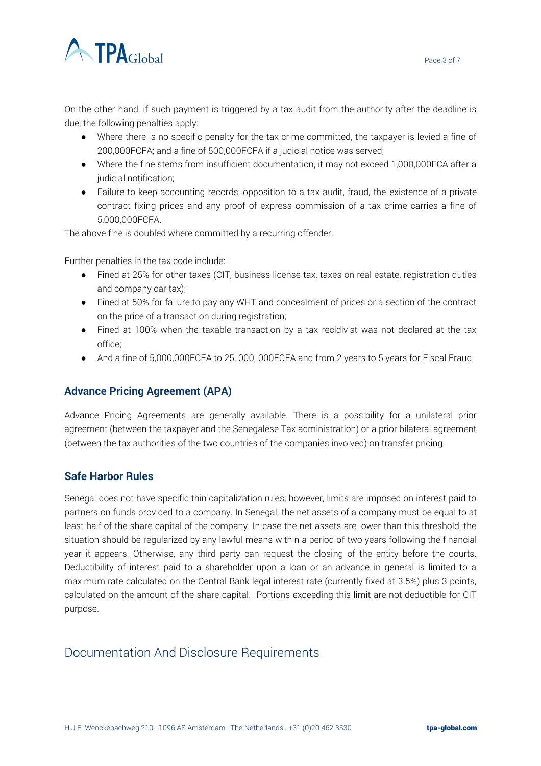On the other hand, if such payment is triggered by a tax audit from the authority after the deadline is due, the following penalties apply:

- Where there is no specific penalty for the tax crime committed, the taxpayer is levied a fine of 200,000FCFA; and a fine of 500,000FCFA if a judicial notice was served;
- Where the fine stems from insufficient documentation, it may not exceed 1,000,000FCA after a judicial notification;
- Failure to keep accounting records, opposition to a tax audit, fraud, the existence of a private contract fixing prices and any proof of express commission of a tax crime carries a fine of 5,000,000FCFA.

The above fine is doubled where committed by a recurring offender.

Further penalties in the tax code include:

- Fined at 25% for other taxes (CIT, business license tax, taxes on real estate, registration duties and company car tax);
- Fined at 50% for failure to pay any WHT and concealment of prices or a section of the contract on the price of a transaction during registration;
- Fined at 100% when the taxable transaction by a tax recidivist was not declared at the tax office;
- And a fine of 5,000,000FCFA to 25, 000, 000FCFA and from 2 years to 5 years for Fiscal Fraud.

### Advance Pricing Agreement (APA)

Advance Pricing Agreements are generally available. There is a possibility for a unilateral prior agreement (between the taxpayer and the Senegalese Tax administration) or a prior bilateral agreement (between the tax authorities of the two countries of the companies involved) on transfer pricing.

### Safe Harbor Rules

Senegal does not have specific thin capitalization rules; however, limits are imposed on interest paid to partners on funds provided to a company. In Senegal, the net assets of a company must be equal to at least half of the share capital of the company. In case the net assets are lower than this threshold, the situation should be regularized by any lawful means within a period of two years following the financial year it appears. Otherwise, any third party can request the closing of the entity before the courts. Deductibility of interest paid to a shareholder upon a loan or an advance in general is limited to a maximum rate calculated on the Central Bank legal interest rate (currently fixed at 3.5%) plus 3 points, calculated on the amount of the share capital. Portions exceeding this limit are not deductible for CIT purpose.

## Documentation And Disclosure Requirements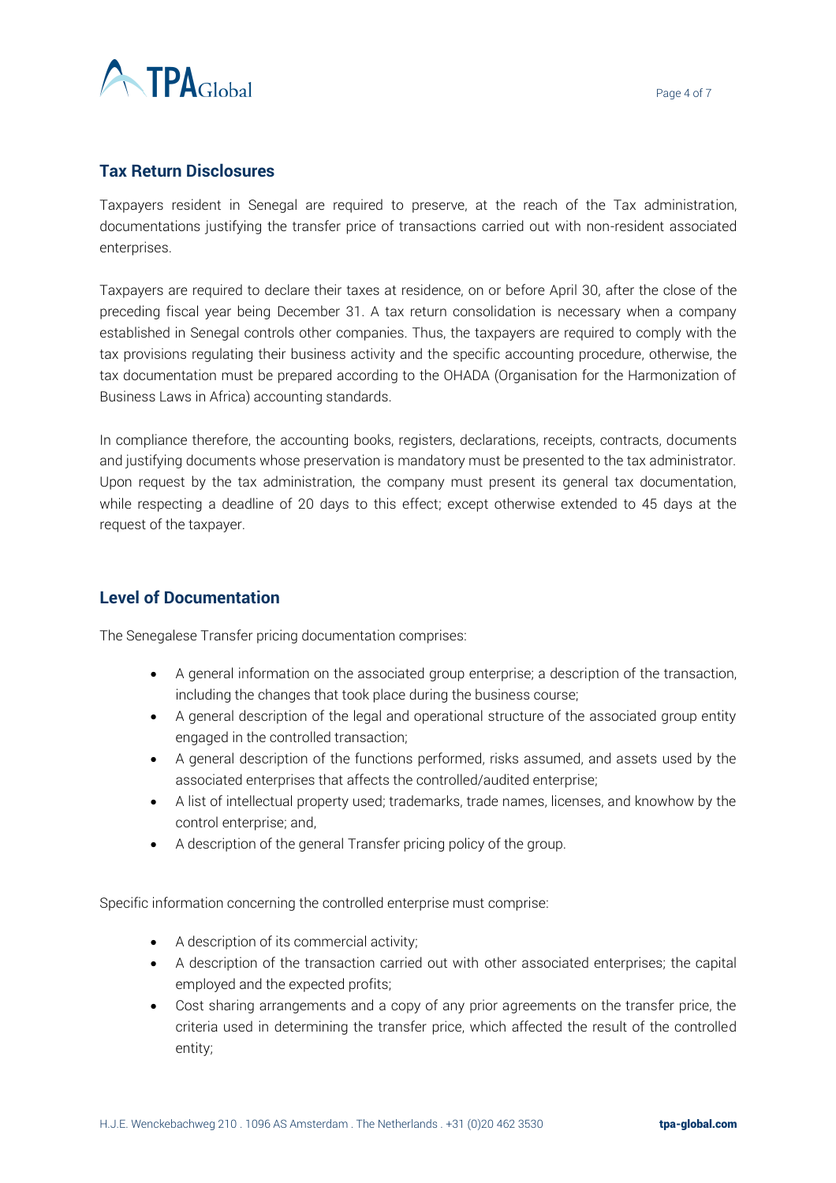## Tax Return Disclosures

Taxpayers resident in Senegal are required to preserve, at the reach of the Tax administration, documentations justifying the transfer price of transactions carried out with non-resident associated enterprises.

Taxpayers are required to declare their taxes at residence, on or before April 30, after the close of the preceding fiscal year being December 31. A tax return consolidation is necessary when a company established in Senegal controls other companies. Thus, the taxpayers are required to comply with the tax provisions regulating their business activity and the specific accounting procedure, otherwise, the tax documentation must be prepared according to the OHADA (Organisation for the Harmonization of Business Laws in Africa) accounting standards.

In compliance therefore, the accounting books, registers, declarations, receipts, contracts, documents and justifying documents whose preservation is mandatory must be presented to the tax administrator. Upon request by the tax administration, the company must present its general tax documentation, while respecting a deadline of 20 days to this effect; except otherwise extended to 45 days at the request of the taxpayer.

## Level of Documentation

The Senegalese Transfer pricing documentation comprises:

- A general information on the associated group enterprise; a description of the transaction, including the changes that took place during the business course;
- A general description of the legal and operational structure of the associated group entity engaged in the controlled transaction;
- A general description of the functions performed, risks assumed, and assets used by the associated enterprises that affects the controlled/audited enterprise;
- A list of intellectual property used; trademarks, trade names, licenses, and knowhow by the control enterprise; and,
- A description of the general Transfer pricing policy of the group.

Specific information concerning the controlled enterprise must comprise:

- A description of its commercial activity;
- A description of the transaction carried out with other associated enterprises; the capital employed and the expected profits;
- Cost sharing arrangements and a copy of any prior agreements on the transfer price, the criteria used in determining the transfer price, which affected the result of the controlled entity;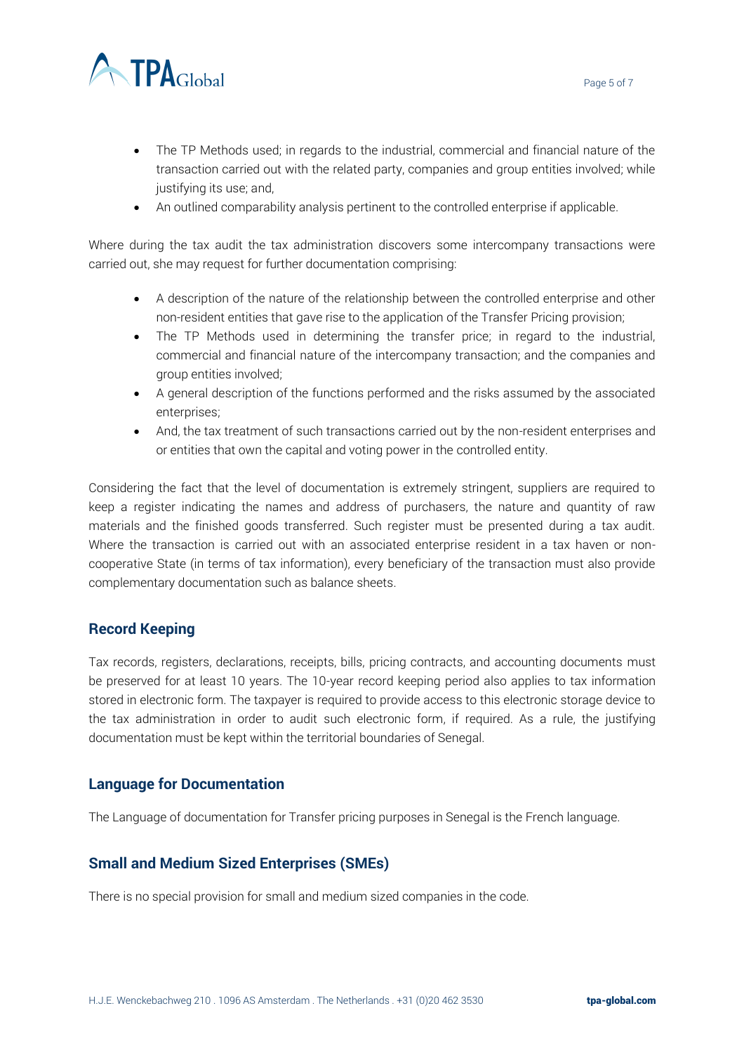- The TP Methods used; in regards to the industrial, commercial and financial nature of the transaction carried out with the related party, companies and group entities involved; while justifying its use; and,
- An outlined comparability analysis pertinent to the controlled enterprise if applicable.

Where during the tax audit the tax administration discovers some intercompany transactions were carried out, she may request for further documentation comprising:

- A description of the nature of the relationship between the controlled enterprise and other non-resident entities that gave rise to the application of the Transfer Pricing provision;
- The TP Methods used in determining the transfer price; in regard to the industrial, commercial and financial nature of the intercompany transaction; and the companies and group entities involved;
- A general description of the functions performed and the risks assumed by the associated enterprises;
- And, the tax treatment of such transactions carried out by the non-resident enterprises and or entities that own the capital and voting power in the controlled entity.

Considering the fact that the level of documentation is extremely stringent, suppliers are required to keep a register indicating the names and address of purchasers, the nature and quantity of raw materials and the finished goods transferred. Such register must be presented during a tax audit. Where the transaction is carried out with an associated enterprise resident in a tax haven or non-cooperative State (in terms of tax information), every beneficiary of the transaction must also provide complementary documentation such as balance sheets.

## Record Keeping

Tax records, registers, declarations, receipts, bills, pricing contracts, and accounting documents must be preserved for at least 10 years. The 10-year record keeping period also applies to tax information stored in electronic form. The taxpayer is required to provide access to this electronic storage device to the tax administration in order to audit such electronic form, if required. As a rule, the justifying documentation must be kept within the territorial boundaries of Senegal.

## Language for Documentation

The Language of documentation for Transfer pricing purposes in Senegal is the French language.

## Small and Medium Sized Enterprises (SMEs)

There is no special provision for small and medium sized companies in the code.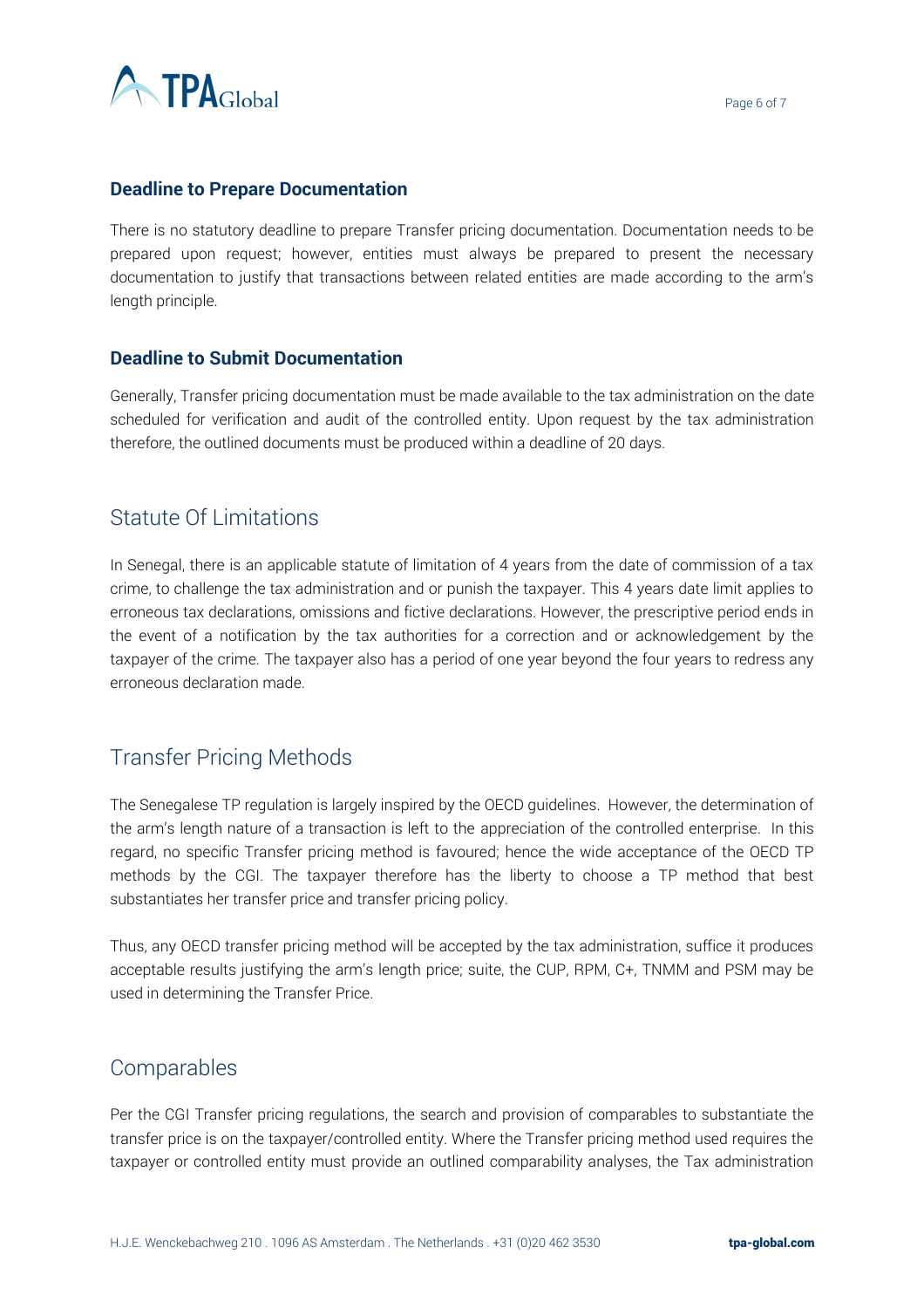### Deadline to Prepare Documentation

There is no statutory deadline to prepare Transfer pricing documentation. Documentation needs to be prepared upon request; however, entities must always be prepared to present the necessary documentation to justify that transactions between related entities are made according to the arm's length principle.

### Deadline to Submit Documentation

Generally, Transfer pricing documentation must be made available to the tax administration on the date scheduled for verification and audit of the controlled entity. Upon request by the tax administration therefore, the outlined documents must be produced within a deadline of 20 days.

## Statute Of Limitations

In Senegal, there is an applicable statute of limitation of 4 years from the date of commission of a tax crime, to challenge the tax administration and or punish the taxpayer. This 4 years date limit applies to erroneous tax declarations, omissions and fictive declarations. However, the prescriptive period ends in the event of a notification by the tax authorities for a correction and or acknowledgement by the taxpayer of the crime. The taxpayer also has a period of one year beyond the four years to redress any erroneous declaration made.

## Transfer Pricing Methods

The Senegalese TP regulation is largely inspired by the OECD guidelines. However, the determination of the arm's length nature of a transaction is left to the appreciation of the controlled enterprise. In this regard, no specific Transfer pricing method is favoured; hence the wide acceptance of the OECD TP methods by the CGI. The taxpayer therefore has the liberty to choose a TP method that best substantiates her transfer price and transfer pricing policy.

Thus, any OECD transfer pricing method will be accepted by the tax administration, suffice it produces acceptable results justifying the arm's length price; suite, the CUP, RPM, C+, TNMM and PSM may be used in determining the Transfer Price.

## Comparables

Per the CGI Transfer pricing regulations, the search and provision of comparables to substantiate the transfer price is on the taxpayer/controlled entity. Where the Transfer pricing method used requires the taxpayer or controlled entity must provide an outlined comparability analyses, the Tax administration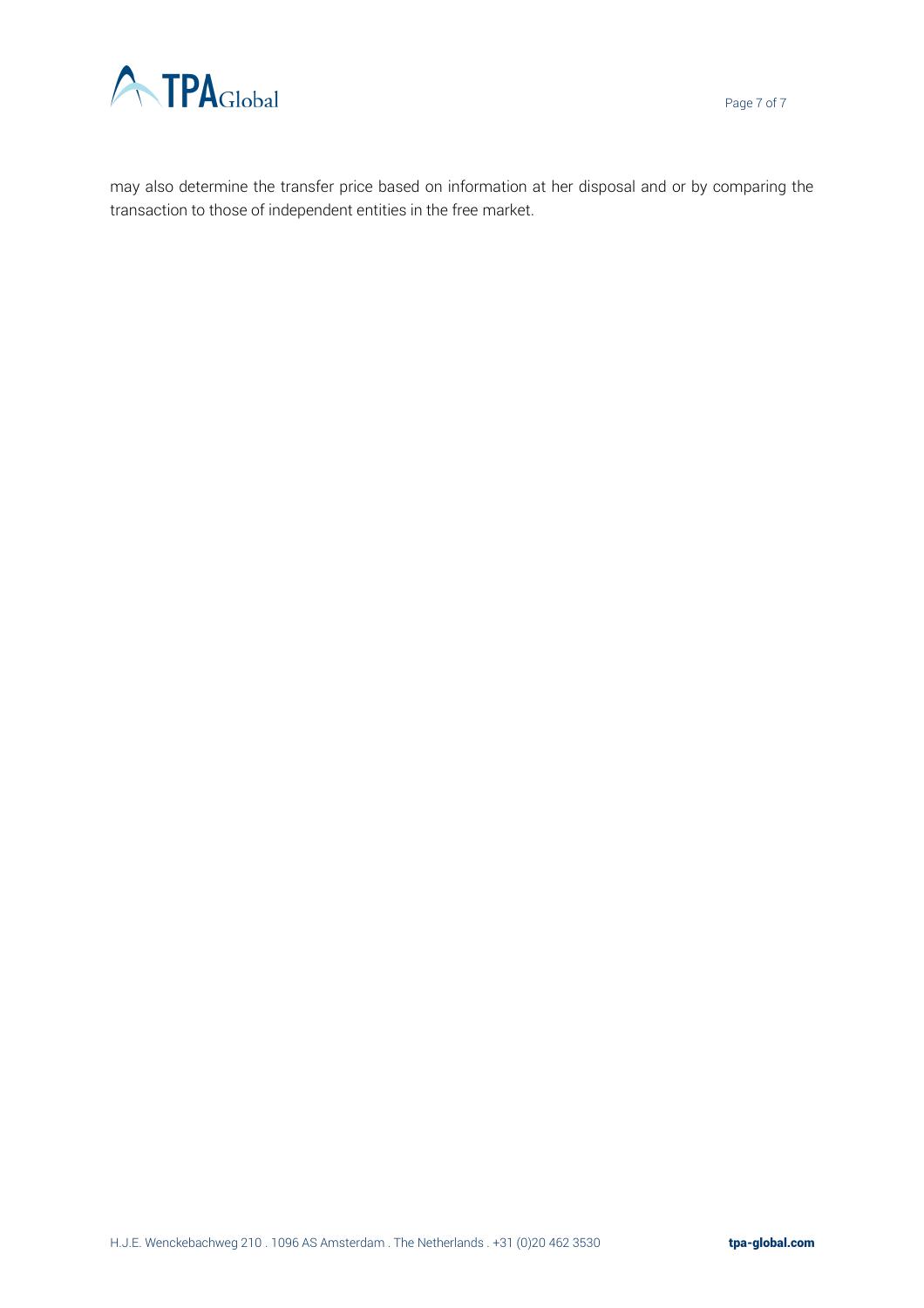may also determine the transfer price based on information at her disposal and or by comparing the transaction to those of independent entities in the free market.